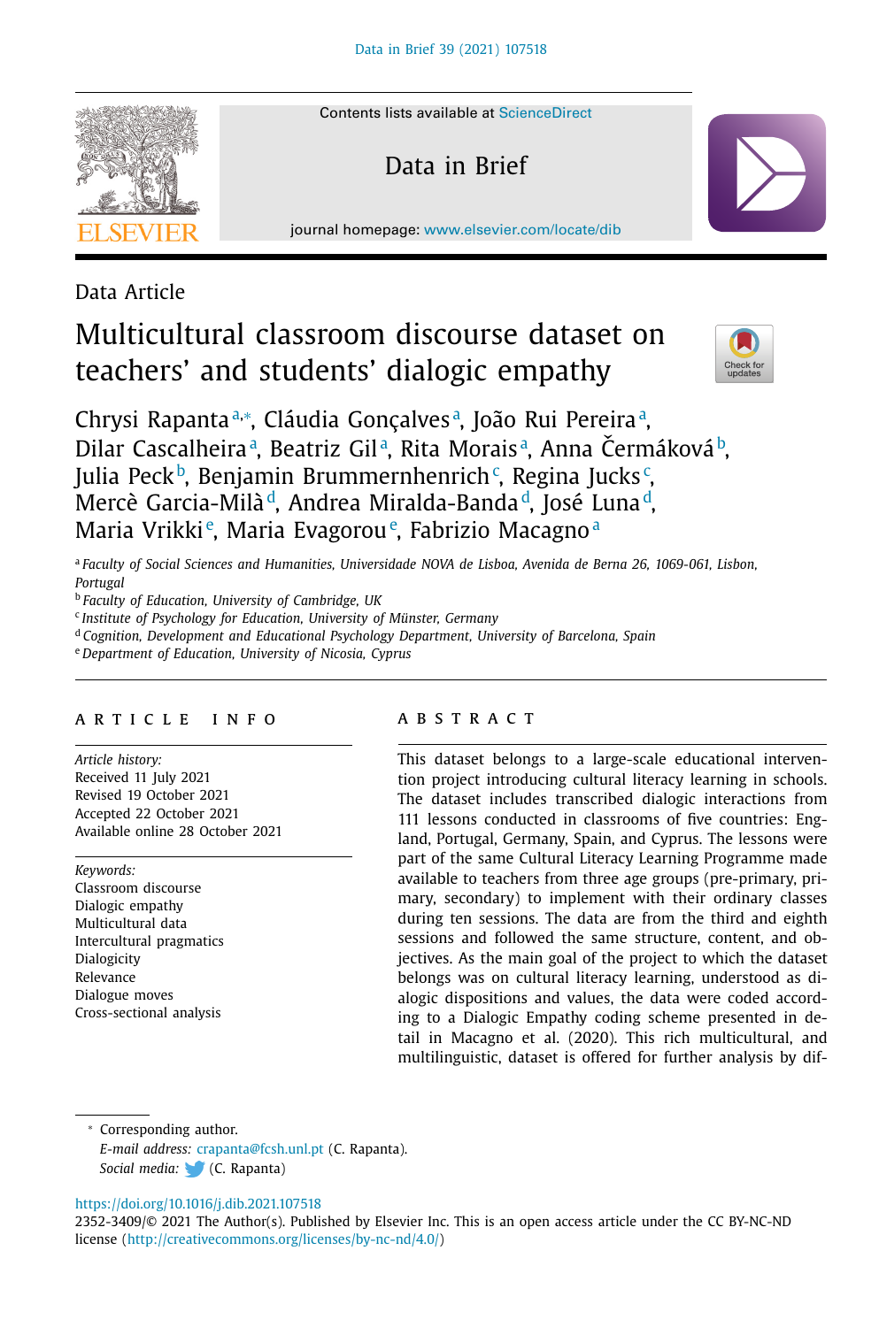Data Article

# Multicultural classroom discourse dataset on teachers' and students' dialogic empathy

Chrysi Rapanta[a,*], Cláudia Gonçalves[a], João Rui Pereira[a], Dilar Cascalheira[a], Beatriz Gil[a], Rita Morais[a], Anna Čermáková[b], Julia Peck[b], Benjamin Brummernhenrich[c], Regina Jucks[c], Mercè Garcia-Milà[d], Andrea Miralda-Banda[d], José Luna[d], Maria Vrikki[e], Maria Evagorou[e], Fabrizio Macagno[a]

[a] *Faculty of Social Sciences and Humanities, Universidade NOVA de Lisboa, Avenida de Berna 26, 1069-061, Lisbon, Portugal*
[b] *Faculty of Education, University of Cambridge, UK*
[c] *Institute of Psychology for Education, University of Münster, Germany*
[d] *Cognition, Development and Educational Psychology Department, University of Barcelona, Spain*
[e] *Department of Education, University of Nicosia, Cyprus*

## ARTICLE INFO

*Article history:*
Received 11 July 2021
Revised 19 October 2021
Accepted 22 October 2021
Available online 28 October 2021

*Keywords:*
Classroom discourse
Dialogic empathy
Multicultural data
Intercultural pragmatics
Dialogicity
Relevance
Dialogue moves
Cross-sectional analysis

## ABSTRACT

This dataset belongs to a large-scale educational intervention project introducing cultural literacy learning in schools. The dataset includes transcribed dialogic interactions from 111 lessons conducted in classrooms of five countries: England, Portugal, Germany, Spain, and Cyprus. The lessons were part of the same Cultural Literacy Learning Programme made available to teachers from three age groups (pre-primary, primary, secondary) to implement with their ordinary classes during ten sessions. The data are from the third and eighth sessions and followed the same structure, content, and objectives. As the main goal of the project to which the dataset belongs was on cultural literacy learning, understood as dialogic dispositions and values, the data were coded according to a Dialogic Empathy coding scheme presented in detail in Macagno et al. (2020). This rich multicultural, and multilinguistic, dataset is offered for further analysis by dif-

---

\* Corresponding author.
*E-mail address:* crapanta@fcsh.unl.pt (C. Rapanta).
*Social media:* (C. Rapanta)

https://doi.org/10.1016/j.dib.2021.107518
2352-3409/© 2021 The Author(s). Published by Elsevier Inc. This is an open access article under the CC BY-NC-ND license (http://creativecommons.org/licenses/by-nc-nd/4.0/)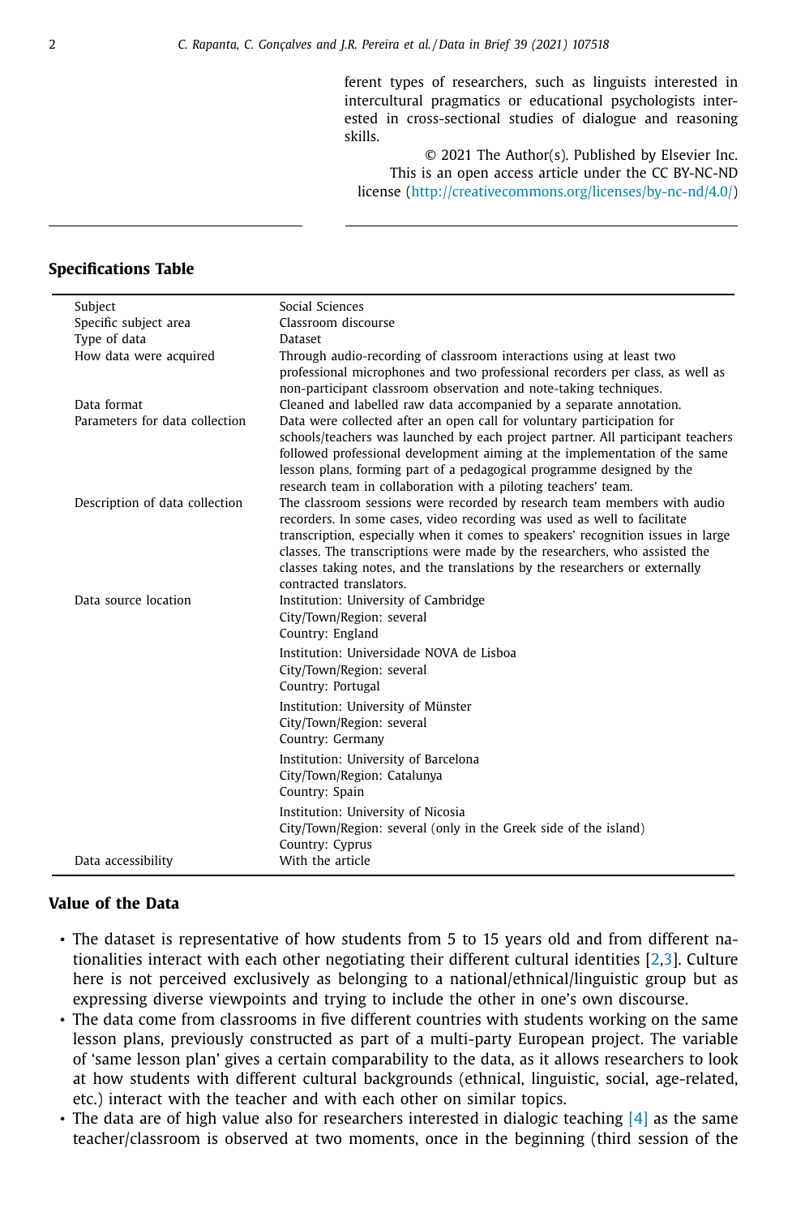ferent types of researchers, such as linguists interested in intercultural pragmatics or educational psychologists interested in cross-sectional studies of dialogue and reasoning skills.

© 2021 The Author(s). Published by Elsevier Inc. This is an open access article under the CC BY-NC-ND license (http://creativecommons.org/licenses/by-nc-nd/4.0/)

## Specifications Table

| | |
|---|---|
| Subject | Social Sciences |
| Specific subject area | Classroom discourse |
| Type of data | Dataset |
| How data were acquired | Through audio-recording of classroom interactions using at least two professional microphones and two professional recorders per class, as well as non-participant classroom observation and note-taking techniques. |
| Data format | Cleaned and labelled raw data accompanied by a separate annotation. |
| Parameters for data collection | Data were collected after an open call for voluntary participation for schools/teachers was launched by each project partner. All participant teachers followed professional development aiming at the implementation of the same lesson plans, forming part of a pedagogical programme designed by the research team in collaboration with a piloting teachers' team. |
| Description of data collection | The classroom sessions were recorded by research team members with audio recorders. In some cases, video recording was used as well to facilitate transcription, especially when it comes to speakers' recognition issues in large classes. The transcriptions were made by the researchers, who assisted the classes taking notes, and the translations by the researchers or externally contracted translators. |
| Data source location | Institution: University of Cambridge<br>City/Town/Region: several<br>Country: England<br><br>Institution: Universidade NOVA de Lisboa<br>City/Town/Region: several<br>Country: Portugal<br><br>Institution: University of Münster<br>City/Town/Region: several<br>Country: Germany<br><br>Institution: University of Barcelona<br>City/Town/Region: Catalunya<br>Country: Spain<br><br>Institution: University of Nicosia<br>City/Town/Region: several (only in the Greek side of the island)<br>Country: Cyprus |
| Data accessibility | With the article |

## Value of the Data

- The dataset is representative of how students from 5 to 15 years old and from different nationalities interact with each other negotiating their different cultural identities [2,3]. Culture here is not perceived exclusively as belonging to a national/ethnical/linguistic group but as expressing diverse viewpoints and trying to include the other in one's own discourse.
- The data come from classrooms in five different countries with students working on the same lesson plans, previously constructed as part of a multi-party European project. The variable of 'same lesson plan' gives a certain comparability to the data, as it allows researchers to look at how students with different cultural backgrounds (ethnical, linguistic, social, age-related, etc.) interact with the teacher and with each other on similar topics.
- The data are of high value also for researchers interested in dialogic teaching [4] as the same teacher/classroom is observed at two moments, once in the beginning (third session of the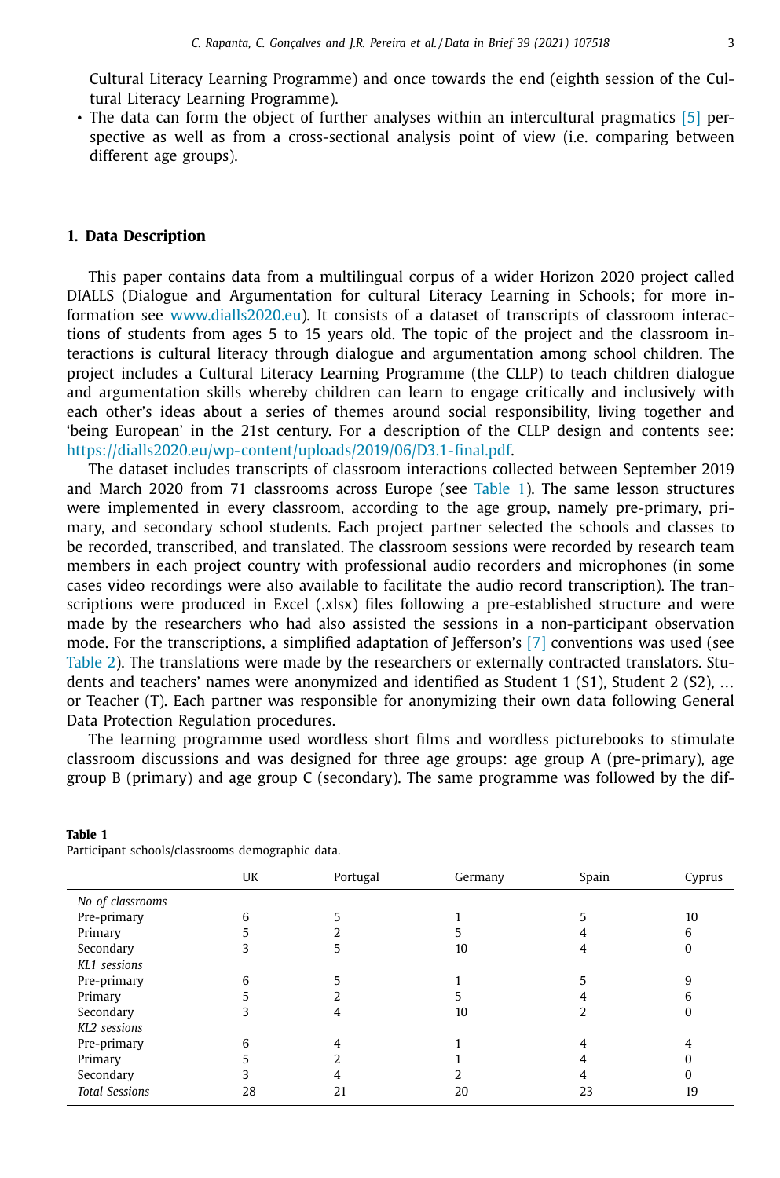Cultural Literacy Learning Programme) and once towards the end (eighth session of the Cultural Literacy Learning Programme).

- The data can form the object of further analyses within an intercultural pragmatics [5] perspective as well as from a cross-sectional analysis point of view (i.e. comparing between different age groups).

## 1. Data Description

This paper contains data from a multilingual corpus of a wider Horizon 2020 project called DIALLS (Dialogue and Argumentation for cultural Literacy Learning in Schools; for more information see www.dialls2020.eu). It consists of a dataset of transcripts of classroom interactions of students from ages 5 to 15 years old. The topic of the project and the classroom interactions is cultural literacy through dialogue and argumentation among school children. The project includes a Cultural Literacy Learning Programme (the CLLP) to teach children dialogue and argumentation skills whereby children can learn to engage critically and inclusively with each other's ideas about a series of themes around social responsibility, living together and 'being European' in the 21st century. For a description of the CLLP design and contents see: https://dialls2020.eu/wp-content/uploads/2019/06/D3.1-final.pdf.

The dataset includes transcripts of classroom interactions collected between September 2019 and March 2020 from 71 classrooms across Europe (see Table 1). The same lesson structures were implemented in every classroom, according to the age group, namely pre-primary, primary, and secondary school students. Each project partner selected the schools and classes to be recorded, transcribed, and translated. The classroom sessions were recorded by research team members in each project country with professional audio recorders and microphones (in some cases video recordings were also available to facilitate the audio record transcription). The transcriptions were produced in Excel (.xlsx) files following a pre-established structure and were made by the researchers who had also assisted the sessions in a non-participant observation mode. For the transcriptions, a simplified adaptation of Jefferson's [7] conventions was used (see Table 2). The translations were made by the researchers or externally contracted translators. Students and teachers' names were anonymized and identified as Student 1 (S1), Student 2 (S2), … or Teacher (T). Each partner was responsible for anonymizing their own data following General Data Protection Regulation procedures.

The learning programme used wordless short films and wordless picturebooks to stimulate classroom discussions and was designed for three age groups: age group A (pre-primary), age group B (primary) and age group C (secondary). The same programme was followed by the dif-

**Table 1**
Participant schools/classrooms demographic data.

| | UK | Portugal | Germany | Spain | Cyprus |
|---|---|---|---|---|---|
| *No of classrooms* | | | | | |
| Pre-primary | 6 | 5 | 1 | 5 | 10 |
| Primary | 5 | 2 | 5 | 4 | 6 |
| Secondary | 3 | 5 | 10 | 4 | 0 |
| *KL1 sessions* | | | | | |
| Pre-primary | 6 | 5 | 1 | 5 | 9 |
| Primary | 5 | 2 | 5 | 4 | 6 |
| Secondary | 3 | 4 | 10 | 2 | 0 |
| *KL2 sessions* | | | | | |
| Pre-primary | 6 | 4 | 1 | 4 | 4 |
| Primary | 5 | 2 | 1 | 4 | 0 |
| Secondary | 3 | 4 | 2 | 4 | 0 |
| *Total Sessions* | 28 | 21 | 20 | 23 | 19 |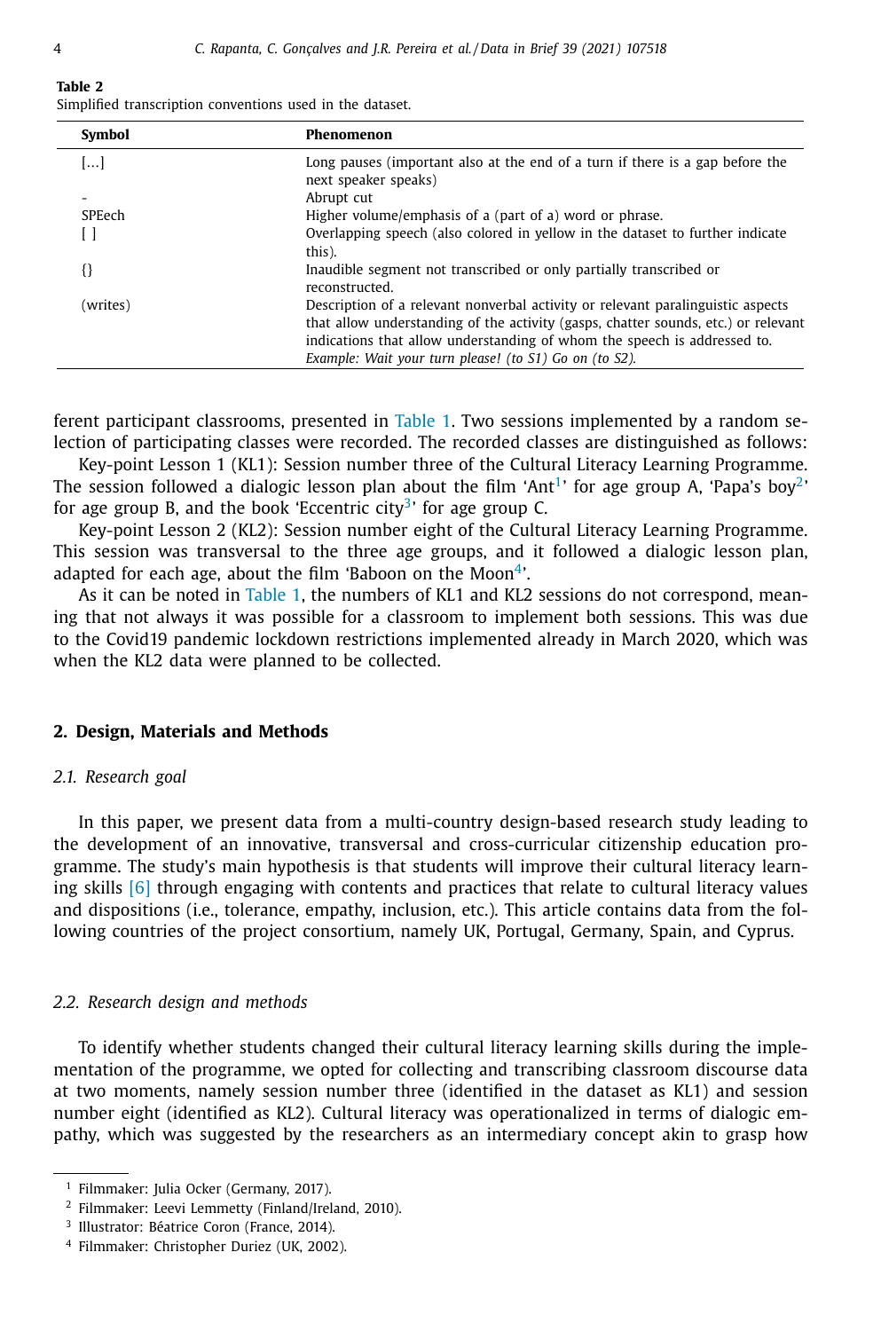**Table 2**
Simplified transcription conventions used in the dataset.

| Symbol | Phenomenon |
|---|---|
| [...] | Long pauses (important also at the end of a turn if there is a gap before the next speaker speaks) |
| - | Abrupt cut |
| SPEech | Higher volume/emphasis of a (part of a) word or phrase. |
| [ ] | Overlapping speech (also colored in yellow in the dataset to further indicate this). |
| {} | Inaudible segment not transcribed or only partially transcribed or reconstructed. |
| (writes) | Description of a relevant nonverbal activity or relevant paralinguistic aspects that allow understanding of the activity (gasps, chatter sounds, etc.) or relevant indications that allow understanding of whom the speech is addressed to. *Example: Wait your turn please! (to S1) Go on (to S2).* |

ferent participant classrooms, presented in Table 1. Two sessions implemented by a random selection of participating classes were recorded. The recorded classes are distinguished as follows:

Key-point Lesson 1 (KL1): Session number three of the Cultural Literacy Learning Programme. The session followed a dialogic lesson plan about the film 'Ant[1]' for age group A, 'Papa's boy[2]' for age group B, and the book 'Eccentric city[3]' for age group C.

Key-point Lesson 2 (KL2): Session number eight of the Cultural Literacy Learning Programme. This session was transversal to the three age groups, and it followed a dialogic lesson plan, adapted for each age, about the film 'Baboon on the Moon[4]'.

As it can be noted in Table 1, the numbers of KL1 and KL2 sessions do not correspond, meaning that not always it was possible for a classroom to implement both sessions. This was due to the Covid19 pandemic lockdown restrictions implemented already in March 2020, which was when the KL2 data were planned to be collected.

## 2. Design, Materials and Methods

### *2.1. Research goal*

In this paper, we present data from a multi-country design-based research study leading to the development of an innovative, transversal and cross-curricular citizenship education programme. The study's main hypothesis is that students will improve their cultural literacy learning skills [6] through engaging with contents and practices that relate to cultural literacy values and dispositions (i.e., tolerance, empathy, inclusion, etc.). This article contains data from the following countries of the project consortium, namely UK, Portugal, Germany, Spain, and Cyprus.

### *2.2. Research design and methods*

To identify whether students changed their cultural literacy learning skills during the implementation of the programme, we opted for collecting and transcribing classroom discourse data at two moments, namely session number three (identified in the dataset as KL1) and session number eight (identified as KL2). Cultural literacy was operationalized in terms of dialogic empathy, which was suggested by the researchers as an intermediary concept akin to grasp how

[1] Filmmaker: Julia Ocker (Germany, 2017).

[2] Filmmaker: Leevi Lemmetty (Finland/Ireland, 2010).

[3] Illustrator: Béatrice Coron (France, 2014).

[4] Filmmaker: Christopher Duriez (UK, 2002).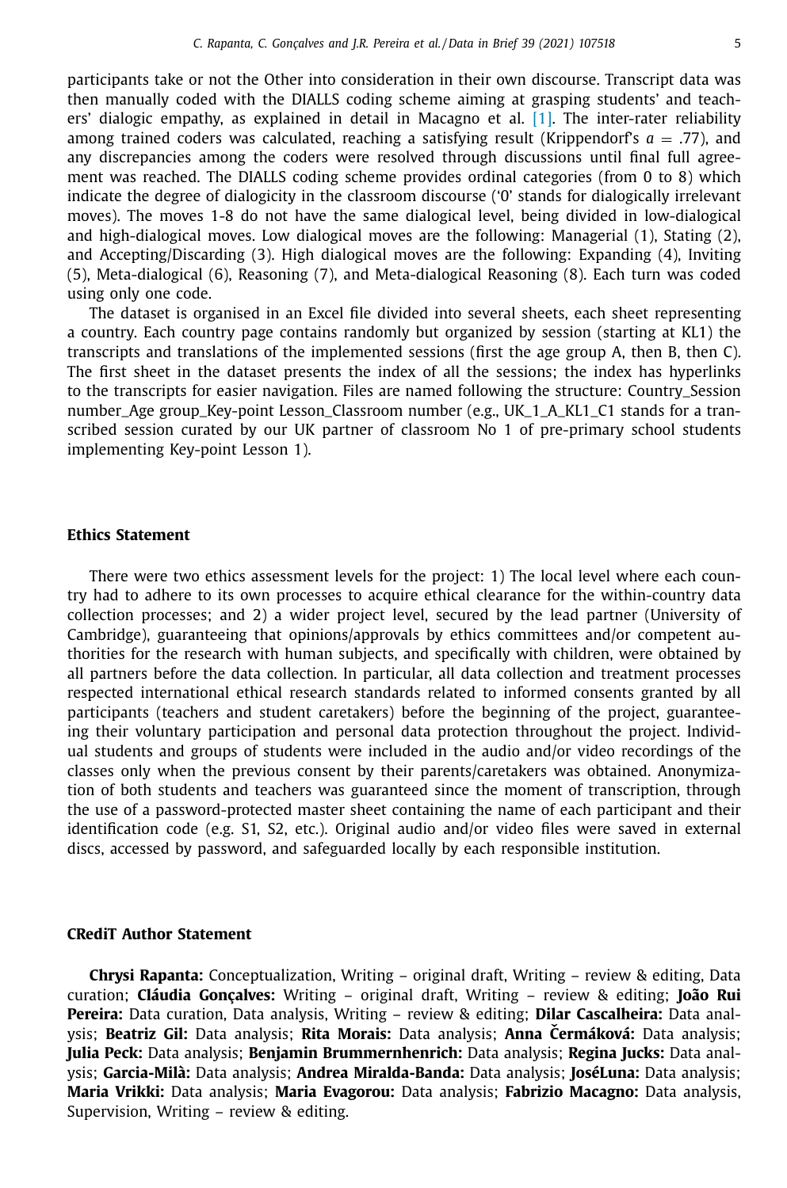participants take or not the Other into consideration in their own discourse. Transcript data was then manually coded with the DIALLS coding scheme aiming at grasping students' and teachers' dialogic empathy, as explained in detail in Macagno et al. [1]. The inter-rater reliability among trained coders was calculated, reaching a satisfying result (Krippendorf's $a$ = .77), and any discrepancies among the coders were resolved through discussions until final full agreement was reached. The DIALLS coding scheme provides ordinal categories (from 0 to 8) which indicate the degree of dialogicity in the classroom discourse ('0' stands for dialogically irrelevant moves). The moves 1-8 do not have the same dialogical level, being divided in low-dialogical and high-dialogical moves. Low dialogical moves are the following: Managerial (1), Stating (2), and Accepting/Discarding (3). High dialogical moves are the following: Expanding (4), Inviting (5), Meta-dialogical (6), Reasoning (7), and Meta-dialogical Reasoning (8). Each turn was coded using only one code.

The dataset is organised in an Excel file divided into several sheets, each sheet representing a country. Each country page contains randomly but organized by session (starting at KL1) the transcripts and translations of the implemented sessions (first the age group A, then B, then C). The first sheet in the dataset presents the index of all the sessions; the index has hyperlinks to the transcripts for easier navigation. Files are named following the structure: Country_Session number_Age group_Key-point Lesson_Classroom number (e.g., UK_1_A_KL1_C1 stands for a transcribed session curated by our UK partner of classroom No 1 of pre-primary school students implementing Key-point Lesson 1).

## Ethics Statement

There were two ethics assessment levels for the project: 1) The local level where each country had to adhere to its own processes to acquire ethical clearance for the within-country data collection processes; and 2) a wider project level, secured by the lead partner (University of Cambridge), guaranteeing that opinions/approvals by ethics committees and/or competent authorities for the research with human subjects, and specifically with children, were obtained by all partners before the data collection. In particular, all data collection and treatment processes respected international ethical research standards related to informed consents granted by all participants (teachers and student caretakers) before the beginning of the project, guaranteeing their voluntary participation and personal data protection throughout the project. Individual students and groups of students were included in the audio and/or video recordings of the classes only when the previous consent by their parents/caretakers was obtained. Anonymization of both students and teachers was guaranteed since the moment of transcription, through the use of a password-protected master sheet containing the name of each participant and their identification code (e.g. S1, S2, etc.). Original audio and/or video files were saved in external discs, accessed by password, and safeguarded locally by each responsible institution.

## CRediT Author Statement

**Chrysi Rapanta:** Conceptualization, Writing – original draft, Writing – review & editing, Data curation; **Cláudia Gonçalves:** Writing – original draft, Writing – review & editing; **João Rui Pereira:** Data curation, Data analysis, Writing – review & editing; **Dilar Cascalheira:** Data analysis; **Beatriz Gil:** Data analysis; **Rita Morais:** Data analysis; **Anna Čermáková:** Data analysis; **Julia Peck:** Data analysis; **Benjamin Brummernhenrich:** Data analysis; **Regina Jucks:** Data analysis; **Garcia-Milà:** Data analysis; **Andrea Miralda-Banda:** Data analysis; **JoséLuna:** Data analysis; **Maria Vrikki:** Data analysis; **Maria Evagorou:** Data analysis; **Fabrizio Macagno:** Data analysis, Supervision, Writing – review & editing.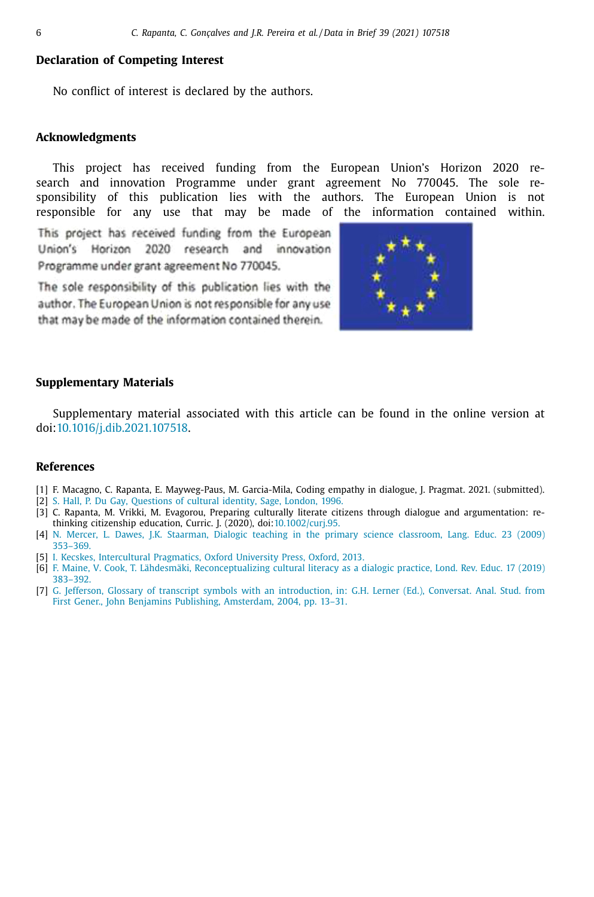## Declaration of Competing Interest

No conflict of interest is declared by the authors.

## Acknowledgments

This project has received funding from the European Union's Horizon 2020 research and innovation Programme under grant agreement No 770045. The sole responsibility of this publication lies with the authors. The European Union is not responsible for any use that may be made of the information contained within.

This project has received funding from the European Union's Horizon 2020 research and innovation Programme under grant agreement No 770045.

The sole responsibility of this publication lies with the author. The European Union is not responsible for any use that may be made of the information contained therein.

## Supplementary Materials

Supplementary material associated with this article can be found in the online version at doi:10.1016/j.dib.2021.107518.

## References

[1] F. Macagno, C. Rapanta, E. Mayweg-Paus, M. Garcia-Mila, Coding empathy in dialogue, J. Pragmat. 2021. (submitted).
[2] S. Hall, P. Du Gay, Questions of cultural identity, Sage, London, 1996.
[3] C. Rapanta, M. Vrikki, M. Evagorou, Preparing culturally literate citizens through dialogue and argumentation: rethinking citizenship education, Curric. J. (2020), doi:10.1002/curj.95.
[4] N. Mercer, L. Dawes, J.K. Staarman, Dialogic teaching in the primary science classroom, Lang. Educ. 23 (2009) 353–369.
[5] I. Kecskes, Intercultural Pragmatics, Oxford University Press, Oxford, 2013.
[6] F. Maine, V. Cook, T. Lähdesmäki, Reconceptualizing cultural literacy as a dialogic practice, Lond. Rev. Educ. 17 (2019) 383–392.
[7] G. Jefferson, Glossary of transcript symbols with an introduction, in: G.H. Lerner (Ed.), Conversat. Anal. Stud. from First Gener., John Benjamins Publishing, Amsterdam, 2004, pp. 13–31.